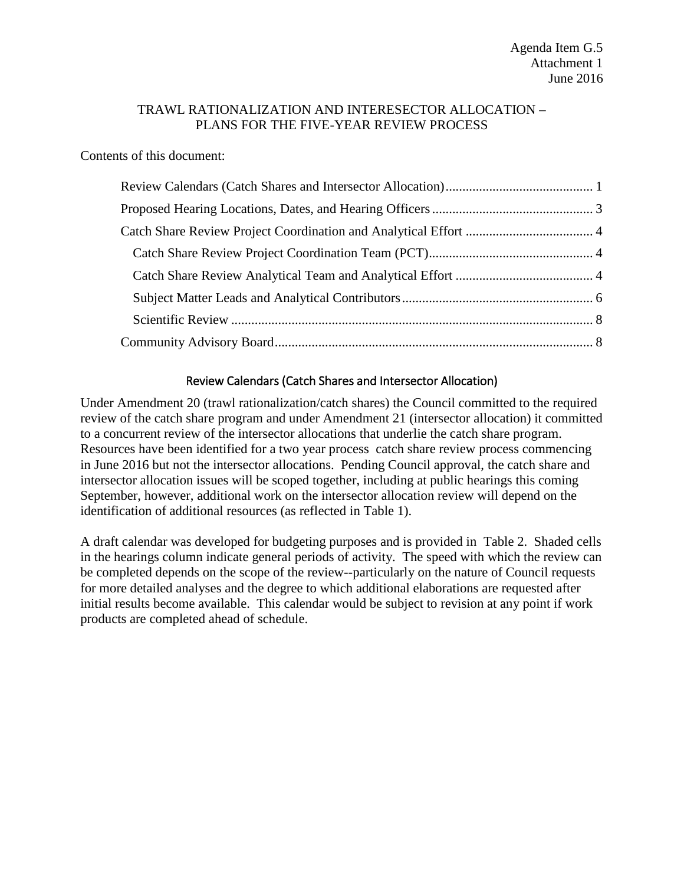Agenda Item G.5
Attachment 1
June 2016

# TRAWL RATIONALIZATION AND INTERESECTOR ALLOCATION – PLANS FOR THE FIVE-YEAR REVIEW PROCESS

Contents of this document:

- Review Calendars (Catch Shares and Intersector Allocation) ........................................... 1
- Proposed Hearing Locations, Dates, and Hearing Officers ............................................... 3
- Catch Share Review Project Coordination and Analytical Effort ..................................... 4
  - Catch Share Review Project Coordination Team (PCT)................................................ 4
  - Catch Share Review Analytical Team and Analytical Effort ......................................... 4
  - Subject Matter Leads and Analytical Contributors........................................................ 6
  - Scientific Review ........................................................................................................... 8
- Community Advisory Board.............................................................................................. 8

## Review Calendars (Catch Shares and Intersector Allocation)

Under Amendment 20 (trawl rationalization/catch shares) the Council committed to the required review of the catch share program and under Amendment 21 (intersector allocation) it committed to a concurrent review of the intersector allocations that underlie the catch share program. Resources have been identified for a two year process catch share review process commencing in June 2016 but not the intersector allocations. Pending Council approval, the catch share and intersector allocation issues will be scoped together, including at public hearings this coming September, however, additional work on the intersector allocation review will depend on the identification of additional resources (as reflected in Table 1).

A draft calendar was developed for budgeting purposes and is provided in Table 2. Shaded cells in the hearings column indicate general periods of activity. The speed with which the review can be completed depends on the scope of the review--particularly on the nature of Council requests for more detailed analyses and the degree to which additional elaborations are requested after initial results become available. This calendar would be subject to revision at any point if work products are completed ahead of schedule.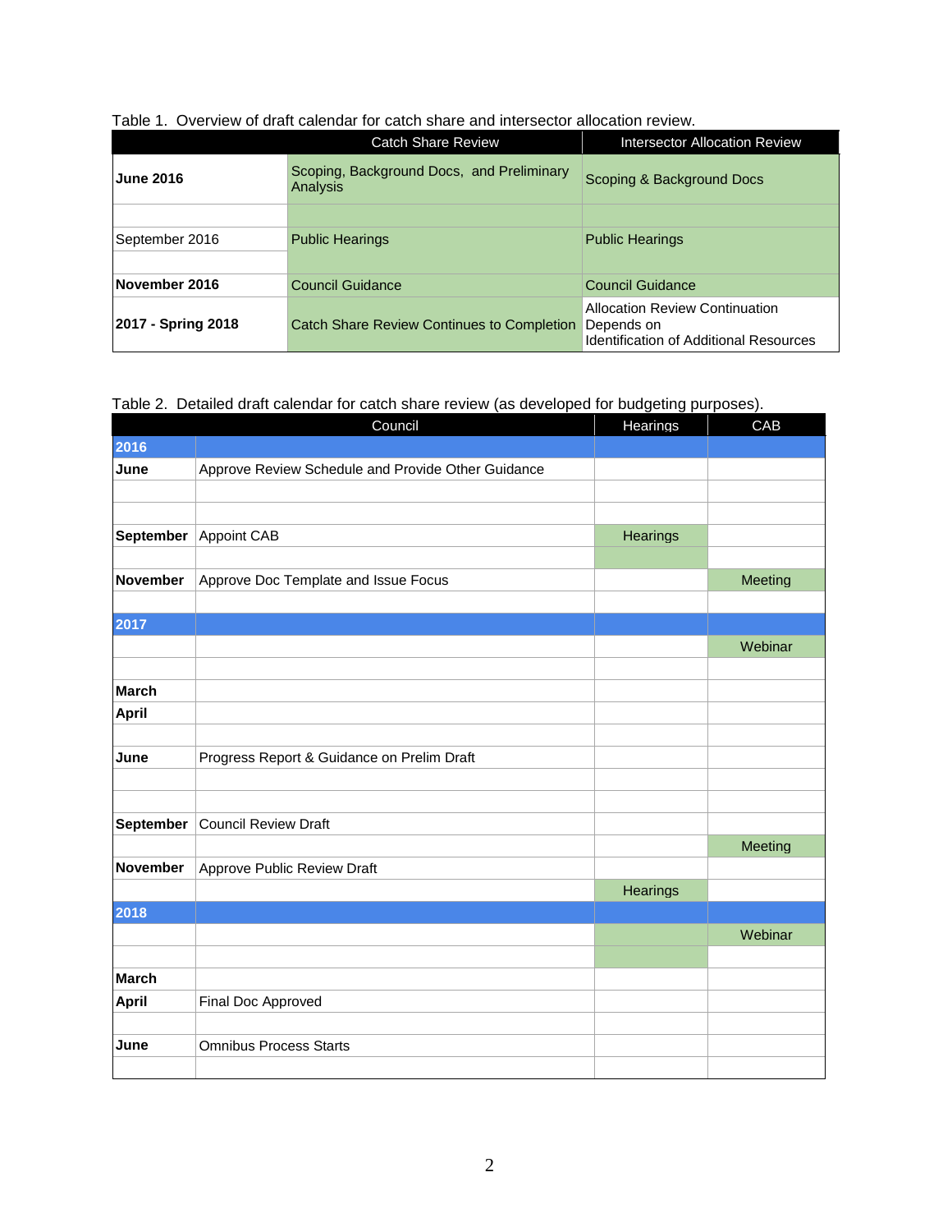Table 1. Overview of draft calendar for catch share and intersector allocation review.

| | Catch Share Review | Intersector Allocation Review |
|---|---|---|
| **June 2016** | Scoping, Background Docs, and Preliminary Analysis | Scoping & Background Docs |
| | | |
| September 2016 | Public Hearings | Public Hearings |
| | | |
| **November 2016** | Council Guidance | Council Guidance |
| **2017 - Spring 2018** | Catch Share Review Continues to Completion | Allocation Review Continuation Depends on Identification of Additional Resources |

Table 2. Detailed draft calendar for catch share review (as developed for budgeting purposes).

| | Council | Hearings | CAB |
|---|---|---|---|
| **2016** | | | |
| **June** | Approve Review Schedule and Provide Other Guidance | | |
| | | | |
| | | | |
| **September** | Appoint CAB | Hearings | |
| | | | |
| **November** | Approve Doc Template and Issue Focus | | Meeting |
| | | | |
| **2017** | | | |
| | | | Webinar |
| | | | |
| **March** | | | |
| **April** | | | |
| | | | |
| **June** | Progress Report & Guidance on Prelim Draft | | |
| | | | |
| | | | |
| **September** | Council Review Draft | | |
| | | | Meeting |
| **November** | Approve Public Review Draft | | |
| | | Hearings | |
| **2018** | | | |
| | | | Webinar |
| | | | |
| **March** | | | |
| **April** | Final Doc Approved | | |
| | | | |
| **June** | Omnibus Process Starts | | |
| | | | |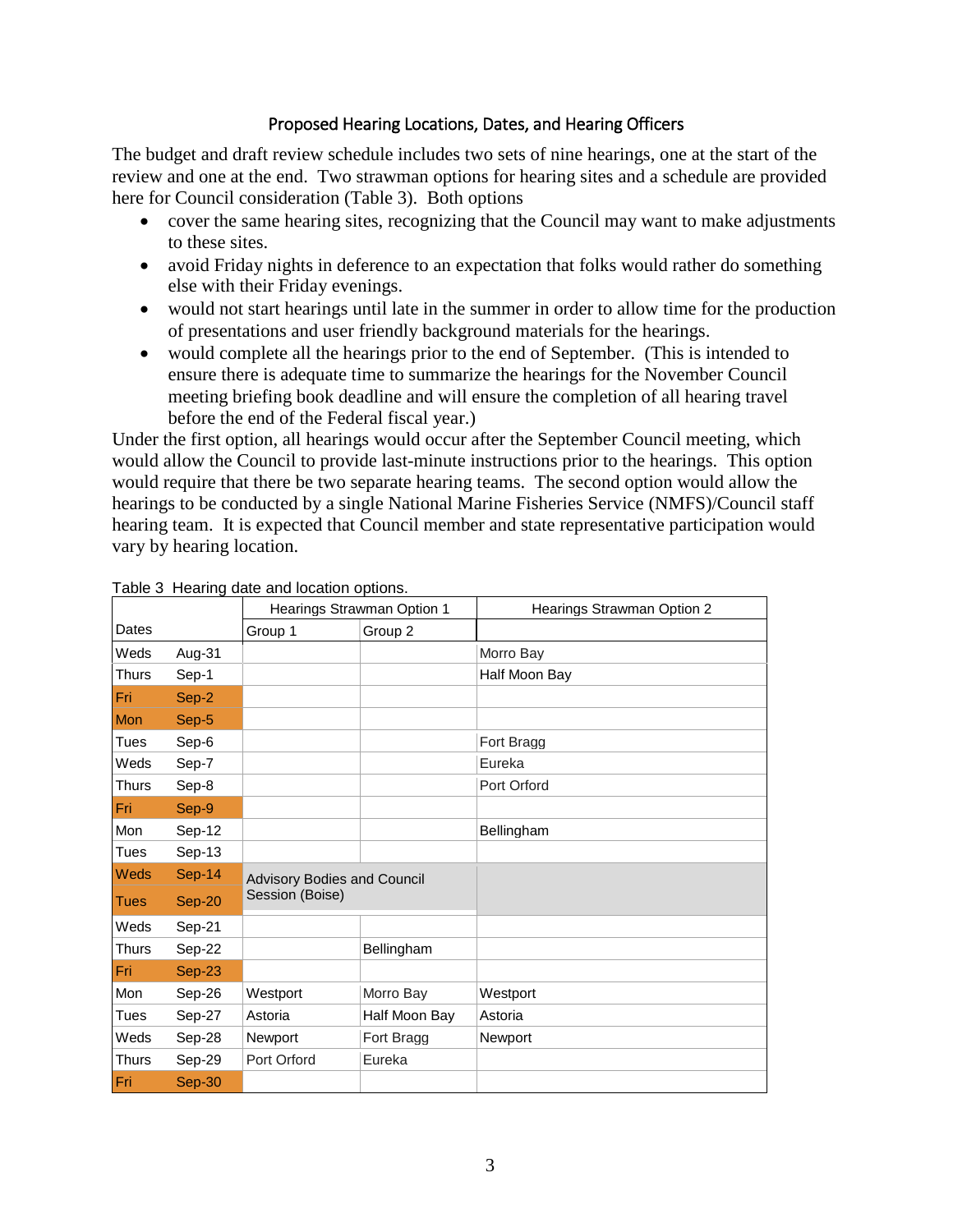## Proposed Hearing Locations, Dates, and Hearing Officers

The budget and draft review schedule includes two sets of nine hearings, one at the start of the review and one at the end. Two strawman options for hearing sites and a schedule are provided here for Council consideration (Table 3). Both options

- cover the same hearing sites, recognizing that the Council may want to make adjustments to these sites.
- avoid Friday nights in deference to an expectation that folks would rather do something else with their Friday evenings.
- would not start hearings until late in the summer in order to allow time for the production of presentations and user friendly background materials for the hearings.
- would complete all the hearings prior to the end of September. (This is intended to ensure there is adequate time to summarize the hearings for the November Council meeting briefing book deadline and will ensure the completion of all hearing travel before the end of the Federal fiscal year.)

Under the first option, all hearings would occur after the September Council meeting, which would allow the Council to provide last-minute instructions prior to the hearings. This option would require that there be two separate hearing teams. The second option would allow the hearings to be conducted by a single National Marine Fisheries Service (NMFS)/Council staff hearing team. It is expected that Council member and state representative participation would vary by hearing location.

Table 3 Hearing date and location options.

| Dates | | Hearings Strawman Option 1 | | Hearings Strawman Option 2 |
|---|---|---|---|---|
| | | Group 1 | Group 2 | |
| Weds | Aug-31 | | | Morro Bay |
| Thurs | Sep-1 | | | Half Moon Bay |
| Fri | Sep-2 | | | |
| Mon | Sep-5 | | | |
| Tues | Sep-6 | | | Fort Bragg |
| Weds | Sep-7 | | | Eureka |
| Thurs | Sep-8 | | | Port Orford |
| Fri | Sep-9 | | | |
| Mon | Sep-12 | | | Bellingham |
| Tues | Sep-13 | | | |
| Weds | Sep-14 | Advisory Bodies and Council Session (Boise) | | |
| Tues | Sep-20 | | | |
| Weds | Sep-21 | | | |
| Thurs | Sep-22 | | Bellingham | |
| Fri | Sep-23 | | | |
| Mon | Sep-26 | Westport | Morro Bay | Westport |
| Tues | Sep-27 | Astoria | Half Moon Bay | Astoria |
| Weds | Sep-28 | Newport | Fort Bragg | Newport |
| Thurs | Sep-29 | Port Orford | Eureka | |
| Fri | Sep-30 | | | |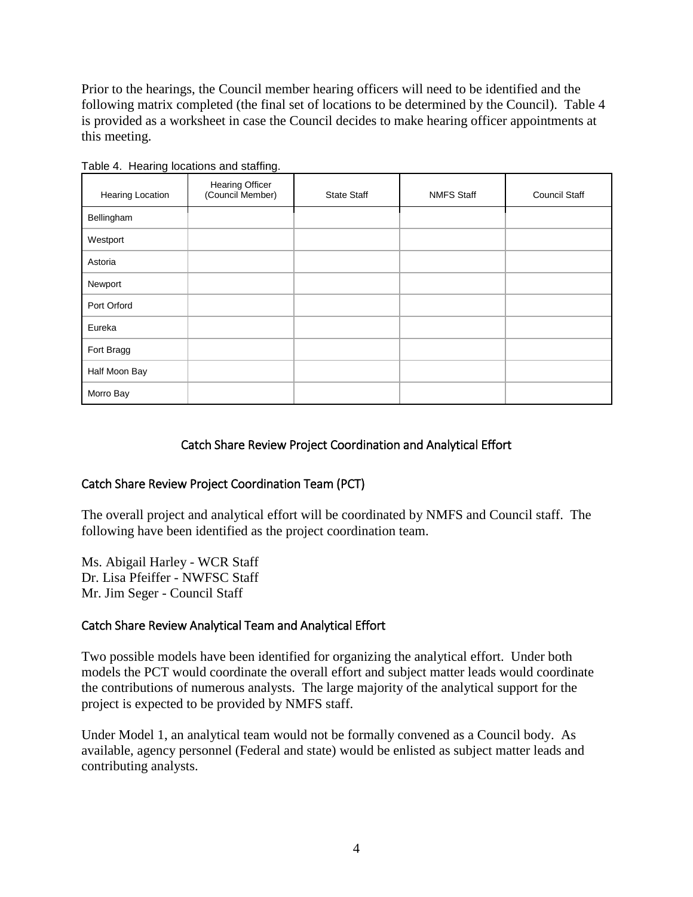Prior to the hearings, the Council member hearing officers will need to be identified and the following matrix completed (the final set of locations to be determined by the Council). Table 4 is provided as a worksheet in case the Council decides to make hearing officer appointments at this meeting.

Table 4. Hearing locations and staffing.

| Hearing Location | Hearing Officer (Council Member) | State Staff | NMFS Staff | Council Staff |
|---|---|---|---|---|
| Bellingham | | | | |
| Westport | | | | |
| Astoria | | | | |
| Newport | | | | |
| Port Orford | | | | |
| Eureka | | | | |
| Fort Bragg | | | | |
| Half Moon Bay | | | | |
| Morro Bay | | | | |

## Catch Share Review Project Coordination and Analytical Effort

### Catch Share Review Project Coordination Team (PCT)

The overall project and analytical effort will be coordinated by NMFS and Council staff. The following have been identified as the project coordination team.

Ms. Abigail Harley - WCR Staff  
Dr. Lisa Pfeiffer - NWFSC Staff  
Mr. Jim Seger - Council Staff

### Catch Share Review Analytical Team and Analytical Effort

Two possible models have been identified for organizing the analytical effort. Under both models the PCT would coordinate the overall effort and subject matter leads would coordinate the contributions of numerous analysts. The large majority of the analytical support for the project is expected to be provided by NMFS staff.

Under Model 1, an analytical team would not be formally convened as a Council body. As available, agency personnel (Federal and state) would be enlisted as subject matter leads and contributing analysts.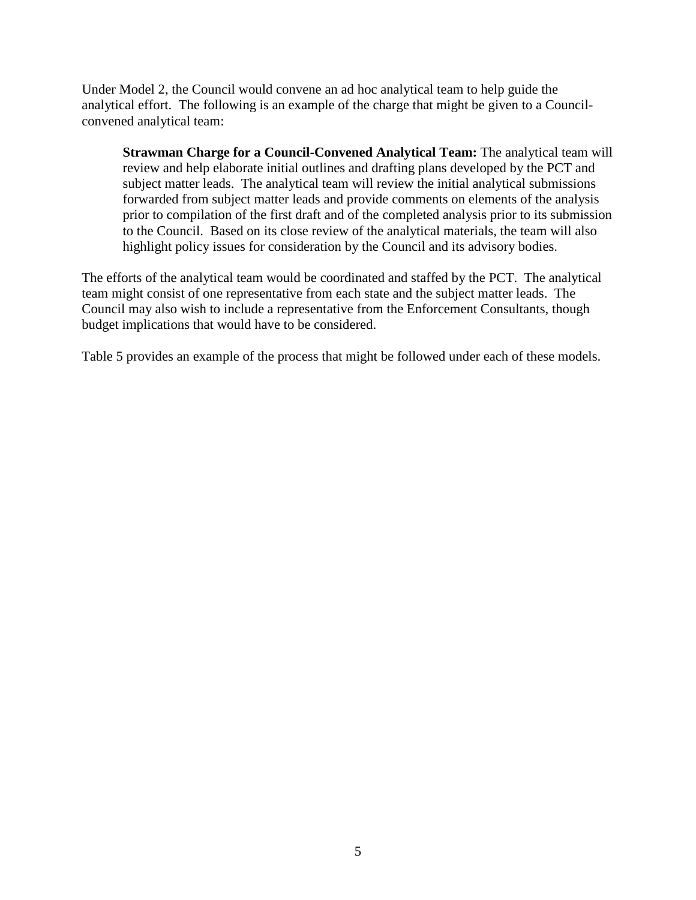Under Model 2, the Council would convene an ad hoc analytical team to help guide the analytical effort. The following is an example of the charge that might be given to a Council-convened analytical team:

> **Strawman Charge for a Council-Convened Analytical Team:** The analytical team will review and help elaborate initial outlines and drafting plans developed by the PCT and subject matter leads. The analytical team will review the initial analytical submissions forwarded from subject matter leads and provide comments on elements of the analysis prior to compilation of the first draft and of the completed analysis prior to its submission to the Council. Based on its close review of the analytical materials, the team will also highlight policy issues for consideration by the Council and its advisory bodies.

The efforts of the analytical team would be coordinated and staffed by the PCT. The analytical team might consist of one representative from each state and the subject matter leads. The Council may also wish to include a representative from the Enforcement Consultants, though budget implications that would have to be considered.

Table 5 provides an example of the process that might be followed under each of these models.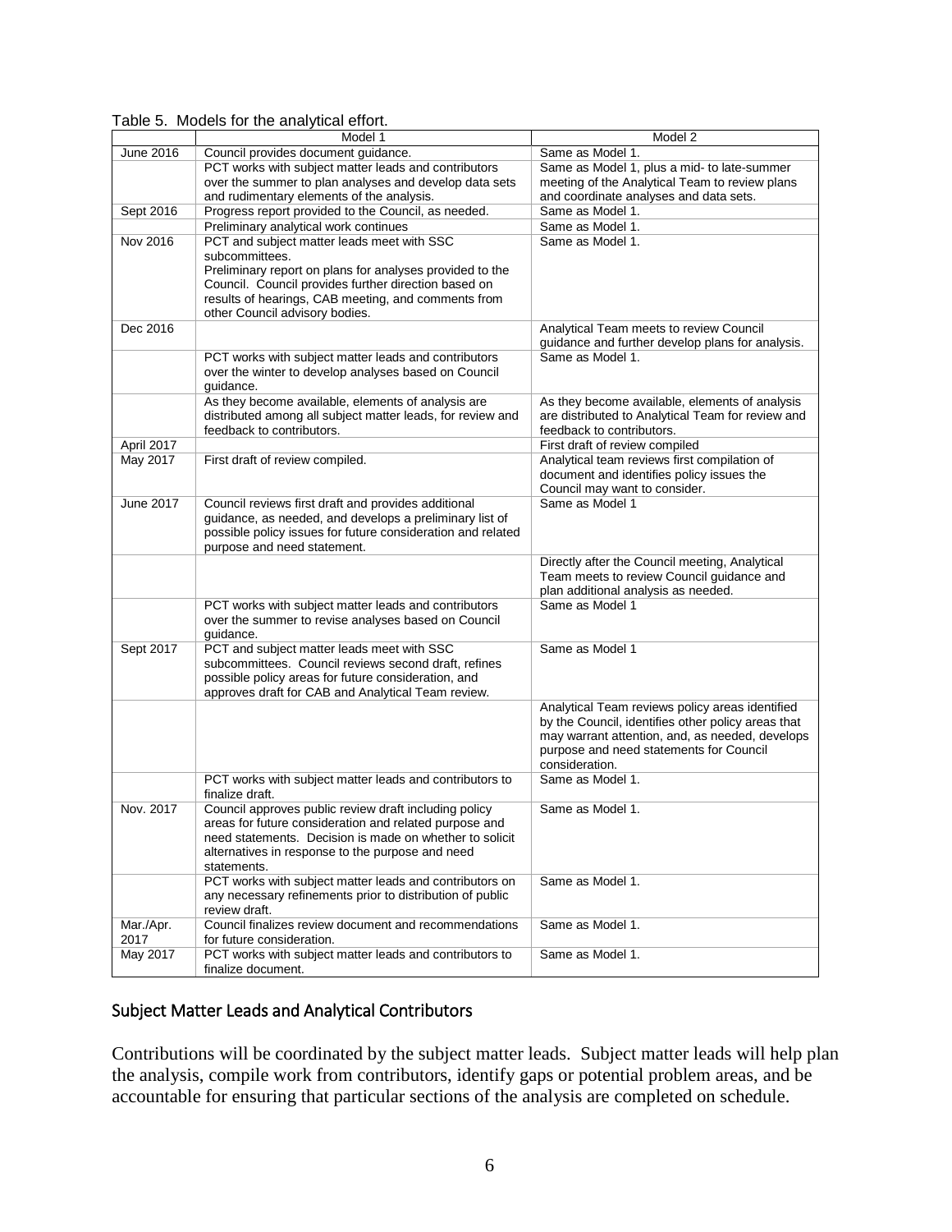Table 5. Models for the analytical effort.

| | Model 1 | Model 2 |
|---|---|---|
| June 2016 | Council provides document guidance. | Same as Model 1. |
| | PCT works with subject matter leads and contributors over the summer to plan analyses and develop data sets and rudimentary elements of the analysis. | Same as Model 1, plus a mid- to late-summer meeting of the Analytical Team to review plans and coordinate analyses and data sets. |
| Sept 2016 | Progress report provided to the Council, as needed. | Same as Model 1. |
| | Preliminary analytical work continues | Same as Model 1. |
| Nov 2016 | PCT and subject matter leads meet with SSC subcommittees. Preliminary report on plans for analyses provided to the Council. Council provides further direction based on results of hearings, CAB meeting, and comments from other Council advisory bodies. | Same as Model 1. |
| Dec 2016 | | Analytical Team meets to review Council guidance and further develop plans for analysis. |
| | PCT works with subject matter leads and contributors over the winter to develop analyses based on Council guidance. | Same as Model 1. |
| | As they become available, elements of analysis are distributed among all subject matter leads, for review and feedback to contributors. | As they become available, elements of analysis are distributed to Analytical Team for review and feedback to contributors. |
| April 2017 | | First draft of review compiled |
| May 2017 | First draft of review compiled. | Analytical team reviews first compilation of document and identifies policy issues the Council may want to consider. |
| June 2017 | Council reviews first draft and provides additional guidance, as needed, and develops a preliminary list of possible policy issues for future consideration and related purpose and need statement. | Same as Model 1 |
| | | Directly after the Council meeting, Analytical Team meets to review Council guidance and plan additional analysis as needed. |
| | PCT works with subject matter leads and contributors over the summer to revise analyses based on Council guidance. | Same as Model 1 |
| Sept 2017 | PCT and subject matter leads meet with SSC subcommittees. Council reviews second draft, refines possible policy areas for future consideration, and approves draft for CAB and Analytical Team review. | Same as Model 1 |
| | | Analytical Team reviews policy areas identified by the Council, identifies other policy areas that may warrant attention, and, as needed, develops purpose and need statements for Council consideration. |
| | PCT works with subject matter leads and contributors to finalize draft. | Same as Model 1. |
| Nov. 2017 | Council approves public review draft including policy areas for future consideration and related purpose and need statements. Decision is made on whether to solicit alternatives in response to the purpose and need statements. | Same as Model 1. |
| | PCT works with subject matter leads and contributors on any necessary refinements prior to distribution of public review draft. | Same as Model 1. |
| Mar./Apr. 2017 | Council finalizes review document and recommendations for future consideration. | Same as Model 1. |
| May 2017 | PCT works with subject matter leads and contributors to finalize document. | Same as Model 1. |

## Subject Matter Leads and Analytical Contributors

Contributions will be coordinated by the subject matter leads. Subject matter leads will help plan the analysis, compile work from contributors, identify gaps or potential problem areas, and be accountable for ensuring that particular sections of the analysis are completed on schedule.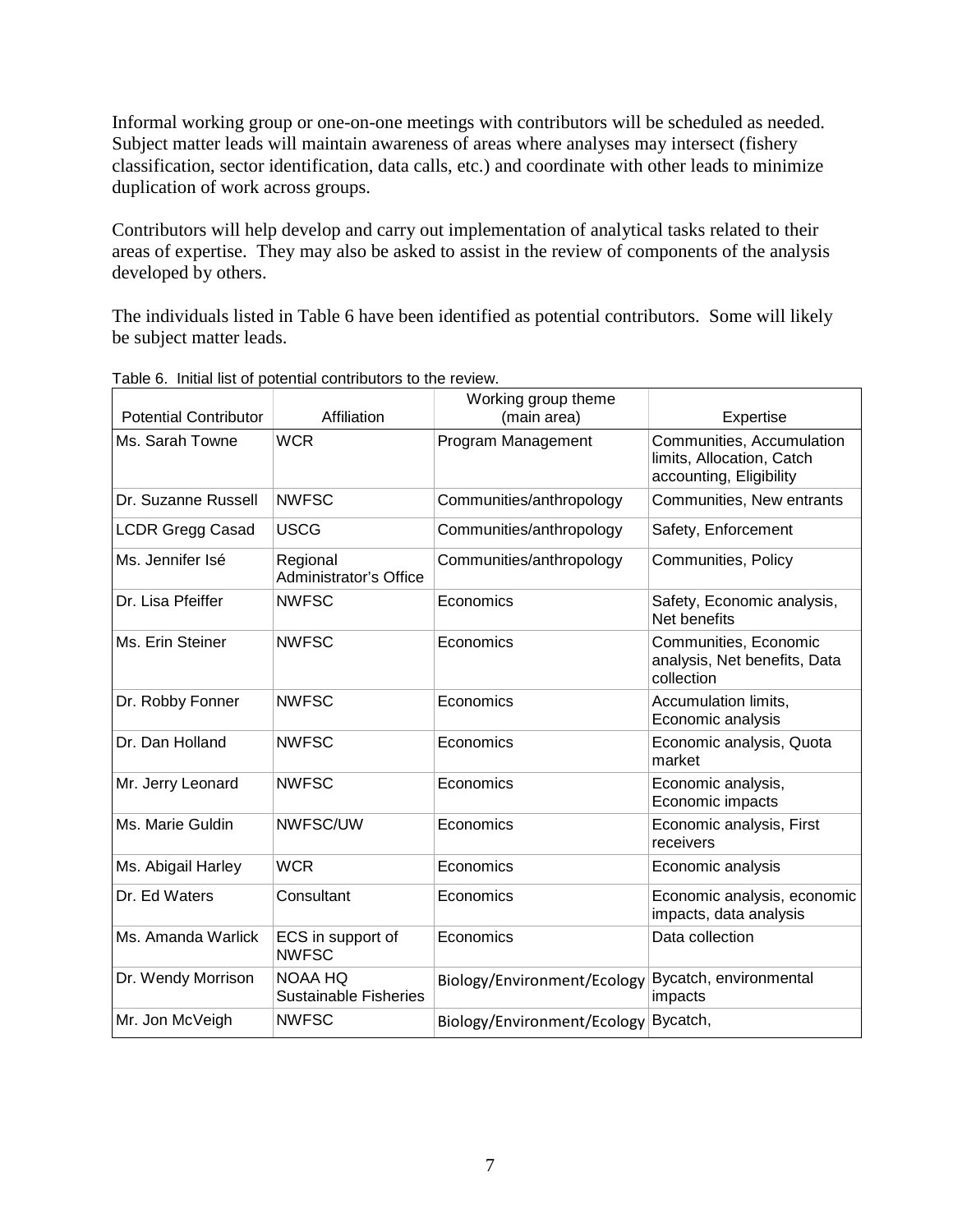Informal working group or one-on-one meetings with contributors will be scheduled as needed. Subject matter leads will maintain awareness of areas where analyses may intersect (fishery classification, sector identification, data calls, etc.) and coordinate with other leads to minimize duplication of work across groups.

Contributors will help develop and carry out implementation of analytical tasks related to their areas of expertise. They may also be asked to assist in the review of components of the analysis developed by others.

The individuals listed in Table 6 have been identified as potential contributors. Some will likely be subject matter leads.

Table 6. Initial list of potential contributors to the review.

| Potential Contributor | Affiliation | Working group theme (main area) | Expertise |
|---|---|---|---|
| Ms. Sarah Towne | WCR | Program Management | Communities, Accumulation limits, Allocation, Catch accounting, Eligibility |
| Dr. Suzanne Russell | NWFSC | Communities/anthropology | Communities, New entrants |
| LCDR Gregg Casad | USCG | Communities/anthropology | Safety, Enforcement |
| Ms. Jennifer Isé | Regional Administrator's Office | Communities/anthropology | Communities, Policy |
| Dr. Lisa Pfeiffer | NWFSC | Economics | Safety, Economic analysis, Net benefits |
| Ms. Erin Steiner | NWFSC | Economics | Communities, Economic analysis, Net benefits, Data collection |
| Dr. Robby Fonner | NWFSC | Economics | Accumulation limits, Economic analysis |
| Dr. Dan Holland | NWFSC | Economics | Economic analysis, Quota market |
| Mr. Jerry Leonard | NWFSC | Economics | Economic analysis, Economic impacts |
| Ms. Marie Guldin | NWFSC/UW | Economics | Economic analysis, First receivers |
| Ms. Abigail Harley | WCR | Economics | Economic analysis |
| Dr. Ed Waters | Consultant | Economics | Economic analysis, economic impacts, data analysis |
| Ms. Amanda Warlick | ECS in support of NWFSC | Economics | Data collection |
| Dr. Wendy Morrison | NOAA HQ Sustainable Fisheries | Biology/Environment/Ecology | Bycatch, environmental impacts |
| Mr. Jon McVeigh | NWFSC | Biology/Environment/Ecology | Bycatch, |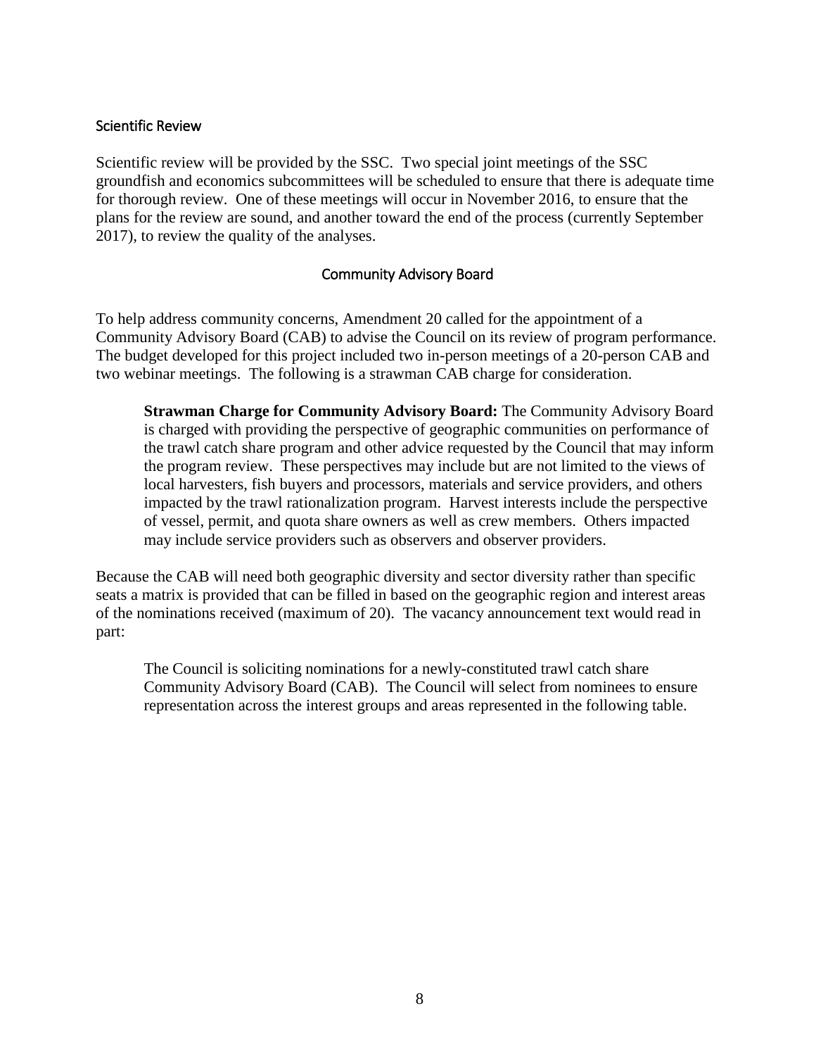### Scientific Review

Scientific review will be provided by the SSC. Two special joint meetings of the SSC groundfish and economics subcommittees will be scheduled to ensure that there is adequate time for thorough review. One of these meetings will occur in November 2016, to ensure that the plans for the review are sound, and another toward the end of the process (currently September 2017), to review the quality of the analyses.

## Community Advisory Board

To help address community concerns, Amendment 20 called for the appointment of a Community Advisory Board (CAB) to advise the Council on its review of program performance. The budget developed for this project included two in-person meetings of a 20-person CAB and two webinar meetings. The following is a strawman CAB charge for consideration.

> **Strawman Charge for Community Advisory Board:** The Community Advisory Board is charged with providing the perspective of geographic communities on performance of the trawl catch share program and other advice requested by the Council that may inform the program review. These perspectives may include but are not limited to the views of local harvesters, fish buyers and processors, materials and service providers, and others impacted by the trawl rationalization program. Harvest interests include the perspective of vessel, permit, and quota share owners as well as crew members. Others impacted may include service providers such as observers and observer providers.

Because the CAB will need both geographic diversity and sector diversity rather than specific seats a matrix is provided that can be filled in based on the geographic region and interest areas of the nominations received (maximum of 20). The vacancy announcement text would read in part:

> The Council is soliciting nominations for a newly-constituted trawl catch share Community Advisory Board (CAB). The Council will select from nominees to ensure representation across the interest groups and areas represented in the following table.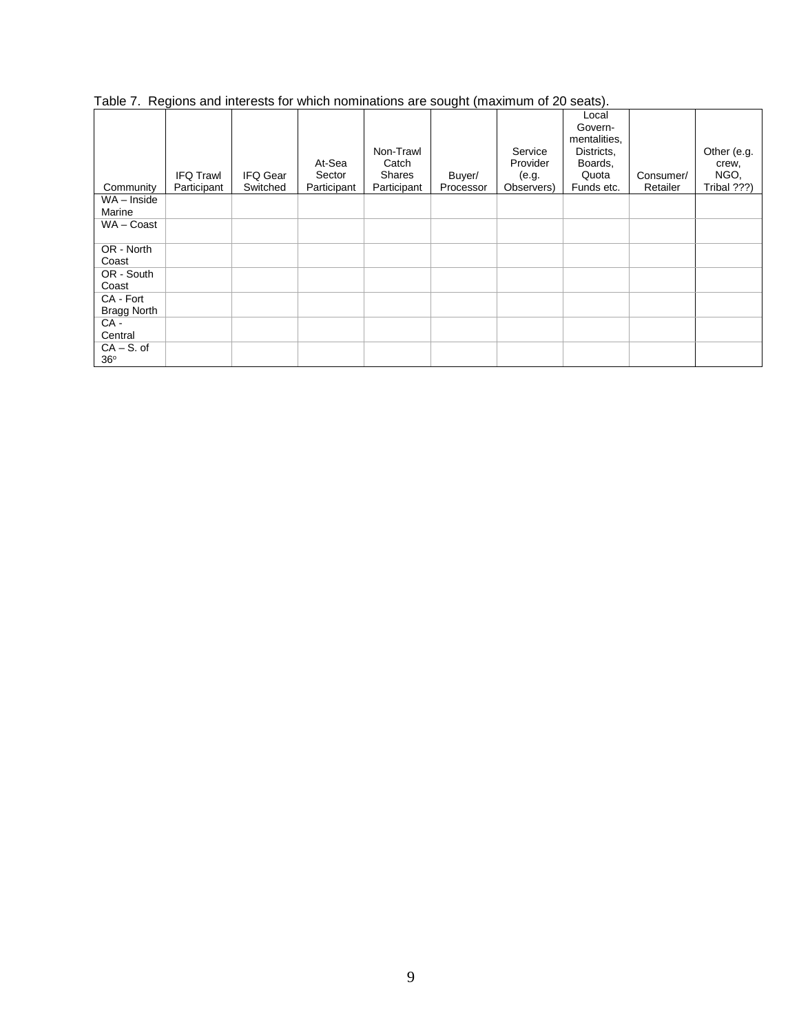Table 7. Regions and interests for which nominations are sought (maximum of 20 seats).

| Community | IFQ Trawl Participant | IFQ Gear Switched | At-Sea Sector Participant | Non-Trawl Catch Shares Participant | Buyer/ Processor | Service Provider (e.g. Observers) | Local Govern-mentalities, Districts, Boards, Quota Funds etc. | Consumer/ Retailer | Other (e.g. crew, NGO, Tribal ???) |
|---|---|---|---|---|---|---|---|---|---|
| WA – Inside Marine | | | | | | | | | |
| WA – Coast | | | | | | | | | |
| OR - North Coast | | | | | | | | | |
| OR - South Coast | | | | | | | | | |
| CA - Fort Bragg North | | | | | | | | | |
| CA - Central | | | | | | | | | |
| CA – S. of 36° | | | | | | | | | |